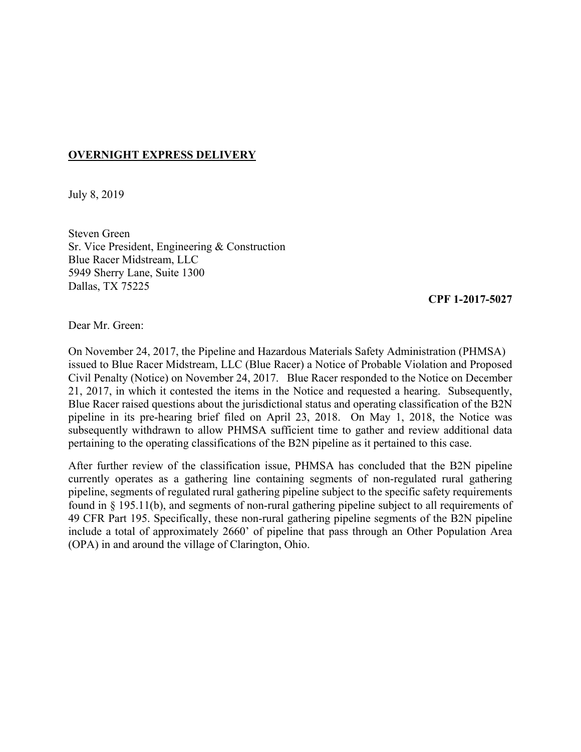**<u>OVERNIGHT EXPRESS DELIVERY</u>**

July 8, 2019

Steven Green  
Sr. Vice President, Engineering & Construction  
Blue Racer Midstream, LLC  
5949 Sherry Lane, Suite 1300  
Dallas, TX 75225

**CPF 1-2017-5027**

Dear Mr. Green:

On November 24, 2017, the Pipeline and Hazardous Materials Safety Administration (PHMSA) issued to Blue Racer Midstream, LLC (Blue Racer) a Notice of Probable Violation and Proposed Civil Penalty (Notice) on November 24, 2017. Blue Racer responded to the Notice on December 21, 2017, in which it contested the items in the Notice and requested a hearing. Subsequently, Blue Racer raised questions about the jurisdictional status and operating classification of the B2N pipeline in its pre-hearing brief filed on April 23, 2018. On May 1, 2018, the Notice was subsequently withdrawn to allow PHMSA sufficient time to gather and review additional data pertaining to the operating classifications of the B2N pipeline as it pertained to this case.

After further review of the classification issue, PHMSA has concluded that the B2N pipeline currently operates as a gathering line containing segments of non-regulated rural gathering pipeline, segments of regulated rural gathering pipeline subject to the specific safety requirements found in § 195.11(b), and segments of non-rural gathering pipeline subject to all requirements of 49 CFR Part 195. Specifically, these non-rural gathering pipeline segments of the B2N pipeline include a total of approximately 2660' of pipeline that pass through an Other Population Area (OPA) in and around the village of Clarington, Ohio.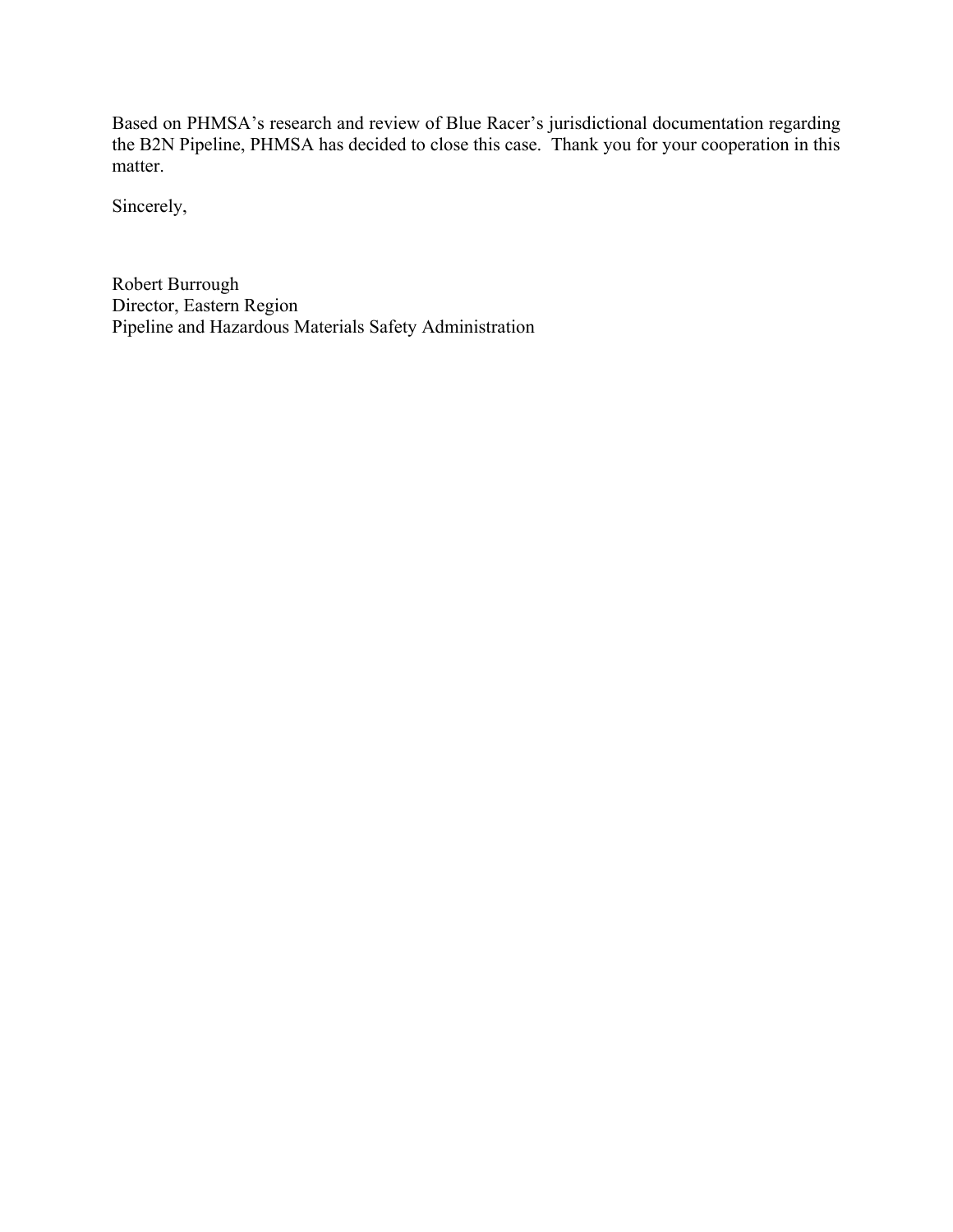Based on PHMSA's research and review of Blue Racer's jurisdictional documentation regarding the B2N Pipeline, PHMSA has decided to close this case. Thank you for your cooperation in this matter.

Sincerely,

Robert Burrough  
Director, Eastern Region  
Pipeline and Hazardous Materials Safety Administration